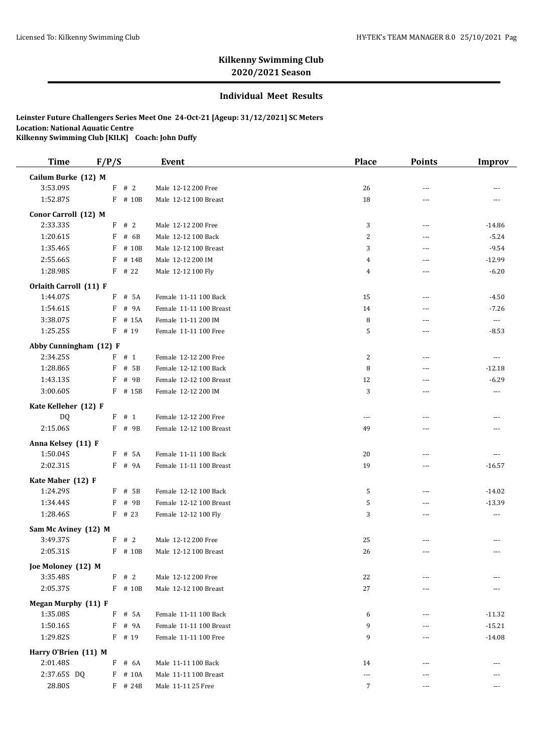## Kilkenny Swimming Club
## 2020/2021 Season

### Individual Meet Results

**Leinster Future Challengers Series Meet One 24-Oct-21 [Ageup: 31/12/2021] SC Meters**
**Location: National Aquatic Centre**
**Kilkenny Swimming Club [KILK] Coach: John Duffy**

| Time | F/P/S | Event | Place | Points | Improv |
|---|---|---|---|---|---|
| **Cailum Burke (12) M** | | | | | |
| 3:53.09S | F # 2 | Male 12-12 200 Free | 26 | --- | --- |
| 1:52.87S | F # 10B | Male 12-12 100 Breast | 18 | --- | --- |
| **Conor Carroll (12) M** | | | | | |
| 2:33.33S | F # 2 | Male 12-12 200 Free | 3 | --- | -14.86 |
| 1:20.61S | F # 6B | Male 12-12 100 Back | 2 | --- | -5.24 |
| 1:35.46S | F # 10B | Male 12-12 100 Breast | 3 | --- | -9.54 |
| 2:55.66S | F # 14B | Male 12-12 200 IM | 4 | --- | -12.99 |
| 1:28.98S | F # 22 | Male 12-12 100 Fly | 4 | --- | -6.20 |
| **Orlaith Carroll (11) F** | | | | | |
| 1:44.07S | F # 5A | Female 11-11 100 Back | 15 | --- | -4.50 |
| 1:54.61S | F # 9A | Female 11-11 100 Breast | 14 | --- | -7.26 |
| 3:38.07S | F # 15A | Female 11-11 200 IM | 8 | --- | --- |
| 1:25.25S | F # 19 | Female 11-11 100 Free | 5 | --- | -8.53 |
| **Abby Cunningham (12) F** | | | | | |
| 2:34.25S | F # 1 | Female 12-12 200 Free | 2 | --- | --- |
| 1:28.86S | F # 5B | Female 12-12 100 Back | 8 | --- | -12.18 |
| 1:43.13S | F # 9B | Female 12-12 100 Breast | 12 | --- | -6.29 |
| 3:00.60S | F # 15B | Female 12-12 200 IM | 3 | --- | --- |
| **Kate Kelleher (12) F** | | | | | |
| DQ | F # 1 | Female 12-12 200 Free | --- | --- | --- |
| 2:15.06S | F # 9B | Female 12-12 100 Breast | 49 | --- | --- |
| **Anna Kelsey (11) F** | | | | | |
| 1:50.04S | F # 5A | Female 11-11 100 Back | 20 | --- | --- |
| 2:02.31S | F # 9A | Female 11-11 100 Breast | 19 | --- | -16.57 |
| **Kate Maher (12) F** | | | | | |
| 1:24.29S | F # 5B | Female 12-12 100 Back | 5 | --- | -14.02 |
| 1:34.44S | F # 9B | Female 12-12 100 Breast | 5 | --- | -13.39 |
| 1:28.46S | F # 23 | Female 12-12 100 Fly | 3 | --- | --- |
| **Sam Mc Aviney (12) M** | | | | | |
| 3:49.37S | F # 2 | Male 12-12 200 Free | 25 | --- | --- |
| 2:05.31S | F # 10B | Male 12-12 100 Breast | 26 | --- | --- |
| **Joe Moloney (12) M** | | | | | |
| 3:35.48S | F # 2 | Male 12-12 200 Free | 22 | --- | --- |
| 2:05.37S | F # 10B | Male 12-12 100 Breast | 27 | --- | --- |
| **Megan Murphy (11) F** | | | | | |
| 1:35.08S | F # 5A | Female 11-11 100 Back | 6 | --- | -11.32 |
| 1:50.16S | F # 9A | Female 11-11 100 Breast | 9 | --- | -15.21 |
| 1:29.82S | F # 19 | Female 11-11 100 Free | 9 | --- | -14.08 |
| **Harry O'Brien (11) M** | | | | | |
| 2:01.48S | F # 6A | Male 11-11 100 Back | 14 | --- | --- |
| 2:37.65S DQ | F # 10A | Male 11-11 100 Breast | --- | --- | --- |
| 28.80S | F # 24B | Male 11-11 25 Free | 7 | --- | --- |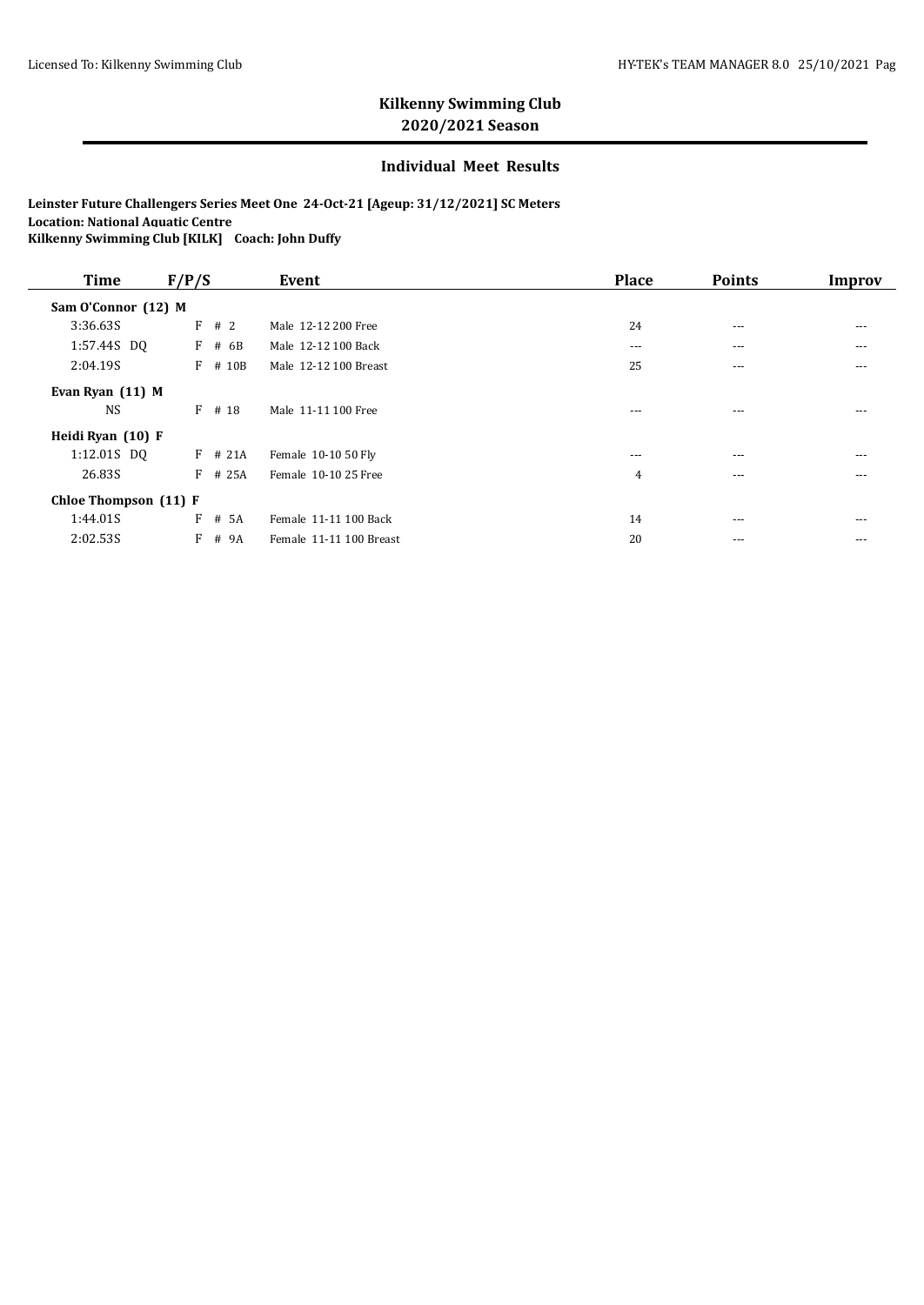## Kilkenny Swimming Club
## 2020/2021 Season

### Individual Meet Results

**Leinster Future Challengers Series Meet One 24-Oct-21 [Ageup: 31/12/2021] SC Meters**
**Location: National Aquatic Centre**
**Kilkenny Swimming Club [KILK] Coach: John Duffy**

| Time | F/P/S | Event | Place | Points | Improv |
|---|---|---|---|---|---|
| **Sam O'Connor (12) M** | | | | | |
| 3:36.63S | F # 2 | Male 12-12 200 Free | 24 | --- | --- |
| 1:57.44S DQ | F # 6B | Male 12-12 100 Back | --- | --- | --- |
| 2:04.19S | F # 10B | Male 12-12 100 Breast | 25 | --- | --- |
| **Evan Ryan (11) M** | | | | | |
| NS | F # 18 | Male 11-11 100 Free | --- | --- | --- |
| **Heidi Ryan (10) F** | | | | | |
| 1:12.01S DQ | F # 21A | Female 10-10 50 Fly | --- | --- | --- |
| 26.83S | F # 25A | Female 10-10 25 Free | 4 | --- | --- |
| **Chloe Thompson (11) F** | | | | | |
| 1:44.01S | F # 5A | Female 11-11 100 Back | 14 | --- | --- |
| 2:02.53S | F # 9A | Female 11-11 100 Breast | 20 | --- | --- |